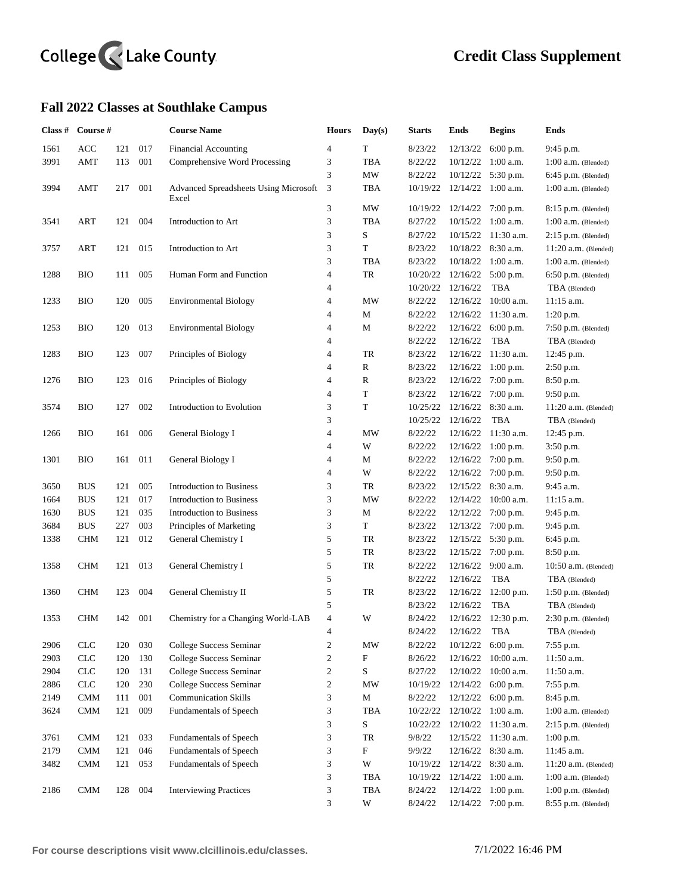College Lake County

# Credit Class Supplement

## Fall 2022 Classes at Southlake Campus

| Class # | Course # | | | Course Name | Hours | Day(s) | Starts | Ends | Begins | Ends |
|---|---|---|---|---|---|---|---|---|---|---|
| 1561 | ACC | 121 | 017 | Financial Accounting | 4 | T | 8/23/22 | 12/13/22 | 6:00 p.m. | 9:45 p.m. |
| 3991 | AMT | 113 | 001 | Comprehensive Word Processing | 3 | TBA | 8/22/22 | 10/12/22 | 1:00 a.m. | 1:00 a.m. (Blended) |
| | | | | | 3 | MW | 8/22/22 | 10/12/22 | 5:30 p.m. | 6:45 p.m. (Blended) |
| 3994 | AMT | 217 | 001 | Advanced Spreadsheets Using Microsoft Excel | 3 | TBA | 10/19/22 | 12/14/22 | 1:00 a.m. | 1:00 a.m. (Blended) |
| | | | | | 3 | MW | 10/19/22 | 12/14/22 | 7:00 p.m. | 8:15 p.m. (Blended) |
| 3541 | ART | 121 | 004 | Introduction to Art | 3 | TBA | 8/27/22 | 10/15/22 | 1:00 a.m. | 1:00 a.m. (Blended) |
| | | | | | 3 | S | 8/27/22 | 10/15/22 | 11:30 a.m. | 2:15 p.m. (Blended) |
| 3757 | ART | 121 | 015 | Introduction to Art | 3 | T | 8/23/22 | 10/18/22 | 8:30 a.m. | 11:20 a.m. (Blended) |
| | | | | | 3 | TBA | 8/23/22 | 10/18/22 | 1:00 a.m. | 1:00 a.m. (Blended) |
| 1288 | BIO | 111 | 005 | Human Form and Function | 4 | TR | 10/20/22 | 12/16/22 | 5:00 p.m. | 6:50 p.m. (Blended) |
| | | | | | 4 | | 10/20/22 | 12/16/22 | TBA | TBA (Blended) |
| 1233 | BIO | 120 | 005 | Environmental Biology | 4 | MW | 8/22/22 | 12/16/22 | 10:00 a.m. | 11:15 a.m. |
| | | | | | 4 | M | 8/22/22 | 12/16/22 | 11:30 a.m. | 1:20 p.m. |
| 1253 | BIO | 120 | 013 | Environmental Biology | 4 | M | 8/22/22 | 12/16/22 | 6:00 p.m. | 7:50 p.m. (Blended) |
| | | | | | 4 | | 8/22/22 | 12/16/22 | TBA | TBA (Blended) |
| 1283 | BIO | 123 | 007 | Principles of Biology | 4 | TR | 8/23/22 | 12/16/22 | 11:30 a.m. | 12:45 p.m. |
| | | | | | 4 | R | 8/23/22 | 12/16/22 | 1:00 p.m. | 2:50 p.m. |
| 1276 | BIO | 123 | 016 | Principles of Biology | 4 | R | 8/23/22 | 12/16/22 | 7:00 p.m. | 8:50 p.m. |
| | | | | | 4 | T | 8/23/22 | 12/16/22 | 7:00 p.m. | 9:50 p.m. |
| 3574 | BIO | 127 | 002 | Introduction to Evolution | 3 | T | 10/25/22 | 12/16/22 | 8:30 a.m. | 11:20 a.m. (Blended) |
| | | | | | 3 | | 10/25/22 | 12/16/22 | TBA | TBA (Blended) |
| 1266 | BIO | 161 | 006 | General Biology I | 4 | MW | 8/22/22 | 12/16/22 | 11:30 a.m. | 12:45 p.m. |
| | | | | | 4 | W | 8/22/22 | 12/16/22 | 1:00 p.m. | 3:50 p.m. |
| 1301 | BIO | 161 | 011 | General Biology I | 4 | M | 8/22/22 | 12/16/22 | 7:00 p.m. | 9:50 p.m. |
| | | | | | 4 | W | 8/22/22 | 12/16/22 | 7:00 p.m. | 9:50 p.m. |
| 3650 | BUS | 121 | 005 | Introduction to Business | 3 | TR | 8/23/22 | 12/15/22 | 8:30 a.m. | 9:45 a.m. |
| 1664 | BUS | 121 | 017 | Introduction to Business | 3 | MW | 8/22/22 | 12/14/22 | 10:00 a.m. | 11:15 a.m. |
| 1630 | BUS | 121 | 035 | Introduction to Business | 3 | M | 8/22/22 | 12/12/22 | 7:00 p.m. | 9:45 p.m. |
| 3684 | BUS | 227 | 003 | Principles of Marketing | 3 | T | 8/23/22 | 12/13/22 | 7:00 p.m. | 9:45 p.m. |
| 1338 | CHM | 121 | 012 | General Chemistry I | 5 | TR | 8/23/22 | 12/15/22 | 5:30 p.m. | 6:45 p.m. |
| | | | | | 5 | TR | 8/23/22 | 12/15/22 | 7:00 p.m. | 8:50 p.m. |
| 1358 | CHM | 121 | 013 | General Chemistry I | 5 | TR | 8/22/22 | 12/16/22 | 9:00 a.m. | 10:50 a.m. (Blended) |
| | | | | | 5 | | 8/22/22 | 12/16/22 | TBA | TBA (Blended) |
| 1360 | CHM | 123 | 004 | General Chemistry II | 5 | TR | 8/23/22 | 12/16/22 | 12:00 p.m. | 1:50 p.m. (Blended) |
| | | | | | 5 | | 8/23/22 | 12/16/22 | TBA | TBA (Blended) |
| 1353 | CHM | 142 | 001 | Chemistry for a Changing World-LAB | 4 | W | 8/24/22 | 12/16/22 | 12:30 p.m. | 2:30 p.m. (Blended) |
| | | | | | 4 | | 8/24/22 | 12/16/22 | TBA | TBA (Blended) |
| 2906 | CLC | 120 | 030 | College Success Seminar | 2 | MW | 8/22/22 | 10/12/22 | 6:00 p.m. | 7:55 p.m. |
| 2903 | CLC | 120 | 130 | College Success Seminar | 2 | F | 8/26/22 | 12/16/22 | 10:00 a.m. | 11:50 a.m. |
| 2904 | CLC | 120 | 131 | College Success Seminar | 2 | S | 8/27/22 | 12/10/22 | 10:00 a.m. | 11:50 a.m. |
| 2886 | CLC | 120 | 230 | College Success Seminar | 2 | MW | 10/19/22 | 12/14/22 | 6:00 p.m. | 7:55 p.m. |
| 2149 | CMM | 111 | 001 | Communication Skills | 3 | M | 8/22/22 | 12/12/22 | 6:00 p.m. | 8:45 p.m. |
| 3624 | CMM | 121 | 009 | Fundamentals of Speech | 3 | TBA | 10/22/22 | 12/10/22 | 1:00 a.m. | 1:00 a.m. (Blended) |
| | | | | | 3 | S | 10/22/22 | 12/10/22 | 11:30 a.m. | 2:15 p.m. (Blended) |
| 3761 | CMM | 121 | 033 | Fundamentals of Speech | 3 | TR | 9/8/22 | 12/15/22 | 11:30 a.m. | 1:00 p.m. |
| 2179 | CMM | 121 | 046 | Fundamentals of Speech | 3 | F | 9/9/22 | 12/16/22 | 8:30 a.m. | 11:45 a.m. |
| 3482 | CMM | 121 | 053 | Fundamentals of Speech | 3 | W | 10/19/22 | 12/14/22 | 8:30 a.m. | 11:20 a.m. (Blended) |
| | | | | | 3 | TBA | 10/19/22 | 12/14/22 | 1:00 a.m. | 1:00 a.m. (Blended) |
| 2186 | CMM | 128 | 004 | Interviewing Practices | 3 | TBA | 8/24/22 | 12/14/22 | 1:00 p.m. | 1:00 p.m. (Blended) |
| | | | | | 3 | W | 8/24/22 | 12/14/22 | 7:00 p.m. | 8:55 p.m. (Blended) |

For course descriptions visit www.clcillinois.edu/classes.

7/1/2022 16:46 PM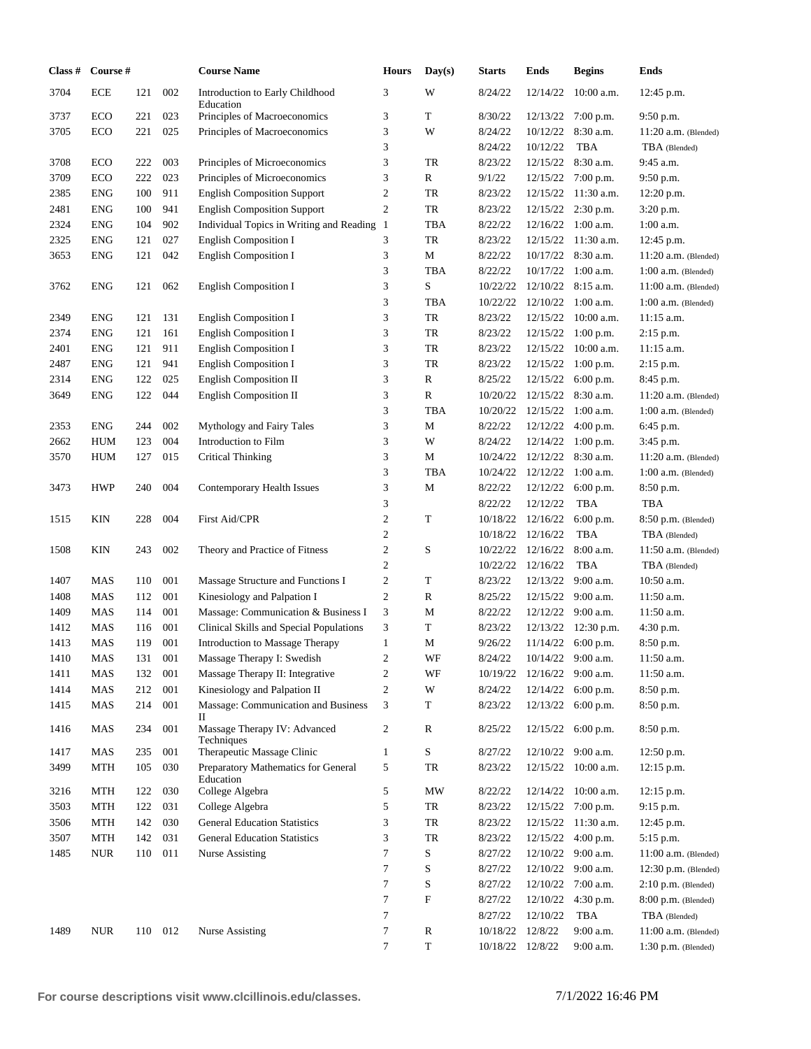| Class # | Course # | | | Course Name | Hours | Day(s) | Starts | Ends | Begins | Ends |
|---|---|---|---|---|---|---|---|---|---|---|
| 3704 | ECE | 121 | 002 | Introduction to Early Childhood Education | 3 | W | 8/24/22 | 12/14/22 | 10:00 a.m. | 12:45 p.m. |
| 3737 | ECO | 221 | 023 | Principles of Macroeconomics | 3 | T | 8/30/22 | 12/13/22 | 7:00 p.m. | 9:50 p.m. |
| 3705 | ECO | 221 | 025 | Principles of Macroeconomics | 3 | W | 8/24/22 | 10/12/22 | 8:30 a.m. | 11:20 a.m. (Blended) |
| | | | | | 3 | | 8/24/22 | 10/12/22 | TBA | TBA (Blended) |
| 3708 | ECO | 222 | 003 | Principles of Microeconomics | 3 | TR | 8/23/22 | 12/15/22 | 8:30 a.m. | 9:45 a.m. |
| 3709 | ECO | 222 | 023 | Principles of Microeconomics | 3 | R | 9/1/22 | 12/15/22 | 7:00 p.m. | 9:50 p.m. |
| 2385 | ENG | 100 | 911 | English Composition Support | 2 | TR | 8/23/22 | 12/15/22 | 11:30 a.m. | 12:20 p.m. |
| 2481 | ENG | 100 | 941 | English Composition Support | 2 | TR | 8/23/22 | 12/15/22 | 2:30 p.m. | 3:20 p.m. |
| 2324 | ENG | 104 | 902 | Individual Topics in Writing and Reading | 1 | TBA | 8/22/22 | 12/16/22 | 1:00 a.m. | 1:00 a.m. |
| 2325 | ENG | 121 | 027 | English Composition I | 3 | TR | 8/23/22 | 12/15/22 | 11:30 a.m. | 12:45 p.m. |
| 3653 | ENG | 121 | 042 | English Composition I | 3 | M | 8/22/22 | 10/17/22 | 8:30 a.m. | 11:20 a.m. (Blended) |
| | | | | | 3 | TBA | 8/22/22 | 10/17/22 | 1:00 a.m. | 1:00 a.m. (Blended) |
| 3762 | ENG | 121 | 062 | English Composition I | 3 | S | 10/22/22 | 12/10/22 | 8:15 a.m. | 11:00 a.m. (Blended) |
| | | | | | 3 | TBA | 10/22/22 | 12/10/22 | 1:00 a.m. | 1:00 a.m. (Blended) |
| 2349 | ENG | 121 | 131 | English Composition I | 3 | TR | 8/23/22 | 12/15/22 | 10:00 a.m. | 11:15 a.m. |
| 2374 | ENG | 121 | 161 | English Composition I | 3 | TR | 8/23/22 | 12/15/22 | 1:00 p.m. | 2:15 p.m. |
| 2401 | ENG | 121 | 911 | English Composition I | 3 | TR | 8/23/22 | 12/15/22 | 10:00 a.m. | 11:15 a.m. |
| 2487 | ENG | 121 | 941 | English Composition I | 3 | TR | 8/23/22 | 12/15/22 | 1:00 p.m. | 2:15 p.m. |
| 2314 | ENG | 122 | 025 | English Composition II | 3 | R | 8/25/22 | 12/15/22 | 6:00 p.m. | 8:45 p.m. |
| 3649 | ENG | 122 | 044 | English Composition II | 3 | R | 10/20/22 | 12/15/22 | 8:30 a.m. | 11:20 a.m. (Blended) |
| | | | | | 3 | TBA | 10/20/22 | 12/15/22 | 1:00 a.m. | 1:00 a.m. (Blended) |
| 2353 | ENG | 244 | 002 | Mythology and Fairy Tales | 3 | M | 8/22/22 | 12/12/22 | 4:00 p.m. | 6:45 p.m. |
| 2662 | HUM | 123 | 004 | Introduction to Film | 3 | W | 8/24/22 | 12/14/22 | 1:00 p.m. | 3:45 p.m. |
| 3570 | HUM | 127 | 015 | Critical Thinking | 3 | M | 10/24/22 | 12/12/22 | 8:30 a.m. | 11:20 a.m. (Blended) |
| | | | | | 3 | TBA | 10/24/22 | 12/12/22 | 1:00 a.m. | 1:00 a.m. (Blended) |
| 3473 | HWP | 240 | 004 | Contemporary Health Issues | 3 | M | 8/22/22 | 12/12/22 | 6:00 p.m. | 8:50 p.m. |
| | | | | | 3 | | 8/22/22 | 12/12/22 | TBA | TBA |
| 1515 | KIN | 228 | 004 | First Aid/CPR | 2 | T | 10/18/22 | 12/16/22 | 6:00 p.m. | 8:50 p.m. (Blended) |
| | | | | | 2 | | 10/18/22 | 12/16/22 | TBA | TBA (Blended) |
| 1508 | KIN | 243 | 002 | Theory and Practice of Fitness | 2 | S | 10/22/22 | 12/16/22 | 8:00 a.m. | 11:50 a.m. (Blended) |
| | | | | | 2 | | 10/22/22 | 12/16/22 | TBA | TBA (Blended) |
| 1407 | MAS | 110 | 001 | Massage Structure and Functions I | 2 | T | 8/23/22 | 12/13/22 | 9:00 a.m. | 10:50 a.m. |
| 1408 | MAS | 112 | 001 | Kinesiology and Palpation I | 2 | R | 8/25/22 | 12/15/22 | 9:00 a.m. | 11:50 a.m. |
| 1409 | MAS | 114 | 001 | Massage: Communication & Business I | 3 | M | 8/22/22 | 12/12/22 | 9:00 a.m. | 11:50 a.m. |
| 1412 | MAS | 116 | 001 | Clinical Skills and Special Populations | 3 | T | 8/23/22 | 12/13/22 | 12:30 p.m. | 4:30 p.m. |
| 1413 | MAS | 119 | 001 | Introduction to Massage Therapy | 1 | M | 9/26/22 | 11/14/22 | 6:00 p.m. | 8:50 p.m. |
| 1410 | MAS | 131 | 001 | Massage Therapy I: Swedish | 2 | WF | 8/24/22 | 10/14/22 | 9:00 a.m. | 11:50 a.m. |
| 1411 | MAS | 132 | 001 | Massage Therapy II: Integrative | 2 | WF | 10/19/22 | 12/16/22 | 9:00 a.m. | 11:50 a.m. |
| 1414 | MAS | 212 | 001 | Kinesiology and Palpation II | 2 | W | 8/24/22 | 12/14/22 | 6:00 p.m. | 8:50 p.m. |
| 1415 | MAS | 214 | 001 | Massage: Communication and Business II | 3 | T | 8/23/22 | 12/13/22 | 6:00 p.m. | 8:50 p.m. |
| 1416 | MAS | 234 | 001 | Massage Therapy IV: Advanced Techniques | 2 | R | 8/25/22 | 12/15/22 | 6:00 p.m. | 8:50 p.m. |
| 1417 | MAS | 235 | 001 | Therapeutic Massage Clinic | 1 | S | 8/27/22 | 12/10/22 | 9:00 a.m. | 12:50 p.m. |
| 3499 | MTH | 105 | 030 | Preparatory Mathematics for General Education | 5 | TR | 8/23/22 | 12/15/22 | 10:00 a.m. | 12:15 p.m. |
| 3216 | MTH | 122 | 030 | College Algebra | 5 | MW | 8/22/22 | 12/14/22 | 10:00 a.m. | 12:15 p.m. |
| 3503 | MTH | 122 | 031 | College Algebra | 5 | TR | 8/23/22 | 12/15/22 | 7:00 p.m. | 9:15 p.m. |
| 3506 | MTH | 142 | 030 | General Education Statistics | 3 | TR | 8/23/22 | 12/15/22 | 11:30 a.m. | 12:45 p.m. |
| 3507 | MTH | 142 | 031 | General Education Statistics | 3 | TR | 8/23/22 | 12/15/22 | 4:00 p.m. | 5:15 p.m. |
| 1485 | NUR | 110 | 011 | Nurse Assisting | 7 | S | 8/27/22 | 12/10/22 | 9:00 a.m. | 11:00 a.m. (Blended) |
| | | | | | 7 | S | 8/27/22 | 12/10/22 | 9:00 a.m. | 12:30 p.m. (Blended) |
| | | | | | 7 | S | 8/27/22 | 12/10/22 | 7:00 a.m. | 2:10 p.m. (Blended) |
| | | | | | 7 | F | 8/27/22 | 12/10/22 | 4:30 p.m. | 8:00 p.m. (Blended) |
| | | | | | 7 | | 8/27/22 | 12/10/22 | TBA | TBA (Blended) |
| 1489 | NUR | 110 | 012 | Nurse Assisting | 7 | R | 10/18/22 | 12/8/22 | 9:00 a.m. | 11:00 a.m. (Blended) |
| | | | | | 7 | T | 10/18/22 | 12/8/22 | 9:00 a.m. | 1:30 p.m. (Blended) |

**For course descriptions visit www.clcillinois.edu/classes.** 7/1/2022 16:46 PM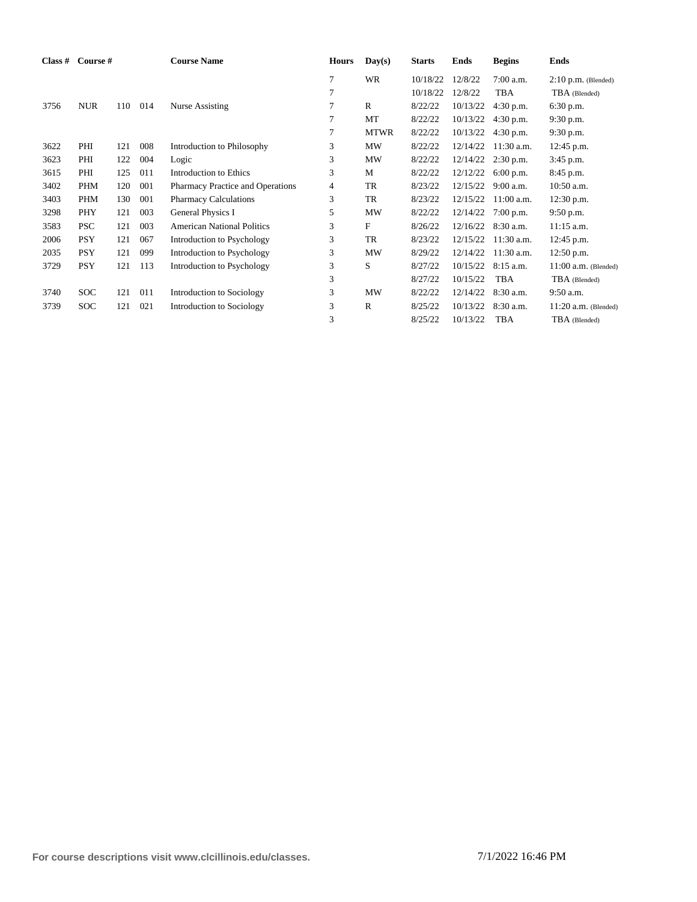| Class # | Course # | | | Course Name | Hours | Day(s) | Starts | Ends | Begins | Ends |
|---|---|---|---|---|---|---|---|---|---|---|
| | | | | | 7 | WR | 10/18/22 | 12/8/22 | 7:00 a.m. | 2:10 p.m. (Blended) |
| | | | | | 7 | | 10/18/22 | 12/8/22 | TBA | TBA (Blended) |
| 3756 | NUR | 110 | 014 | Nurse Assisting | 7 | R | 8/22/22 | 10/13/22 | 4:30 p.m. | 6:30 p.m. |
| | | | | | 7 | MT | 8/22/22 | 10/13/22 | 4:30 p.m. | 9:30 p.m. |
| | | | | | 7 | MTWR | 8/22/22 | 10/13/22 | 4:30 p.m. | 9:30 p.m. |
| 3622 | PHI | 121 | 008 | Introduction to Philosophy | 3 | MW | 8/22/22 | 12/14/22 | 11:30 a.m. | 12:45 p.m. |
| 3623 | PHI | 122 | 004 | Logic | 3 | MW | 8/22/22 | 12/14/22 | 2:30 p.m. | 3:45 p.m. |
| 3615 | PHI | 125 | 011 | Introduction to Ethics | 3 | M | 8/22/22 | 12/12/22 | 6:00 p.m. | 8:45 p.m. |
| 3402 | PHM | 120 | 001 | Pharmacy Practice and Operations | 4 | TR | 8/23/22 | 12/15/22 | 9:00 a.m. | 10:50 a.m. |
| 3403 | PHM | 130 | 001 | Pharmacy Calculations | 3 | TR | 8/23/22 | 12/15/22 | 11:00 a.m. | 12:30 p.m. |
| 3298 | PHY | 121 | 003 | General Physics I | 5 | MW | 8/22/22 | 12/14/22 | 7:00 p.m. | 9:50 p.m. |
| 3583 | PSC | 121 | 003 | American National Politics | 3 | F | 8/26/22 | 12/16/22 | 8:30 a.m. | 11:15 a.m. |
| 2006 | PSY | 121 | 067 | Introduction to Psychology | 3 | TR | 8/23/22 | 12/15/22 | 11:30 a.m. | 12:45 p.m. |
| 2035 | PSY | 121 | 099 | Introduction to Psychology | 3 | MW | 8/29/22 | 12/14/22 | 11:30 a.m. | 12:50 p.m. |
| 3729 | PSY | 121 | 113 | Introduction to Psychology | 3 | S | 8/27/22 | 10/15/22 | 8:15 a.m. | 11:00 a.m. (Blended) |
| | | | | | 3 | | 8/27/22 | 10/15/22 | TBA | TBA (Blended) |
| 3740 | SOC | 121 | 011 | Introduction to Sociology | 3 | MW | 8/22/22 | 12/14/22 | 8:30 a.m. | 9:50 a.m. |
| 3739 | SOC | 121 | 021 | Introduction to Sociology | 3 | R | 8/25/22 | 10/13/22 | 8:30 a.m. | 11:20 a.m. (Blended) |
| | | | | | 3 | | 8/25/22 | 10/13/22 | TBA | TBA (Blended) |

**For course descriptions visit www.clcillinois.edu/classes.** 7/1/2022 16:46 PM